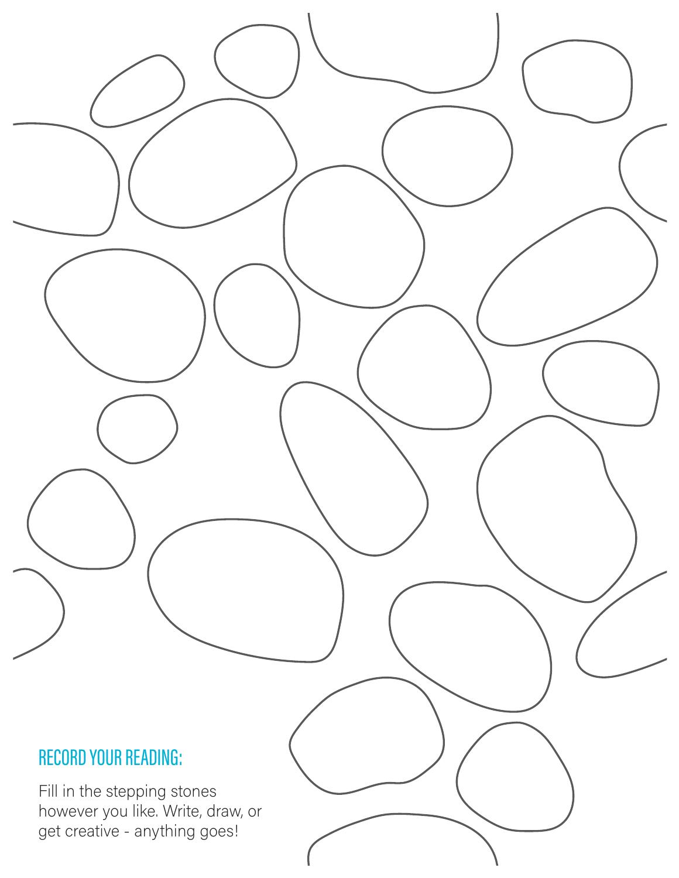## RECORD YOUR READING:

Fill in the stepping stones however you like. Write, draw, or get creative - anything goes!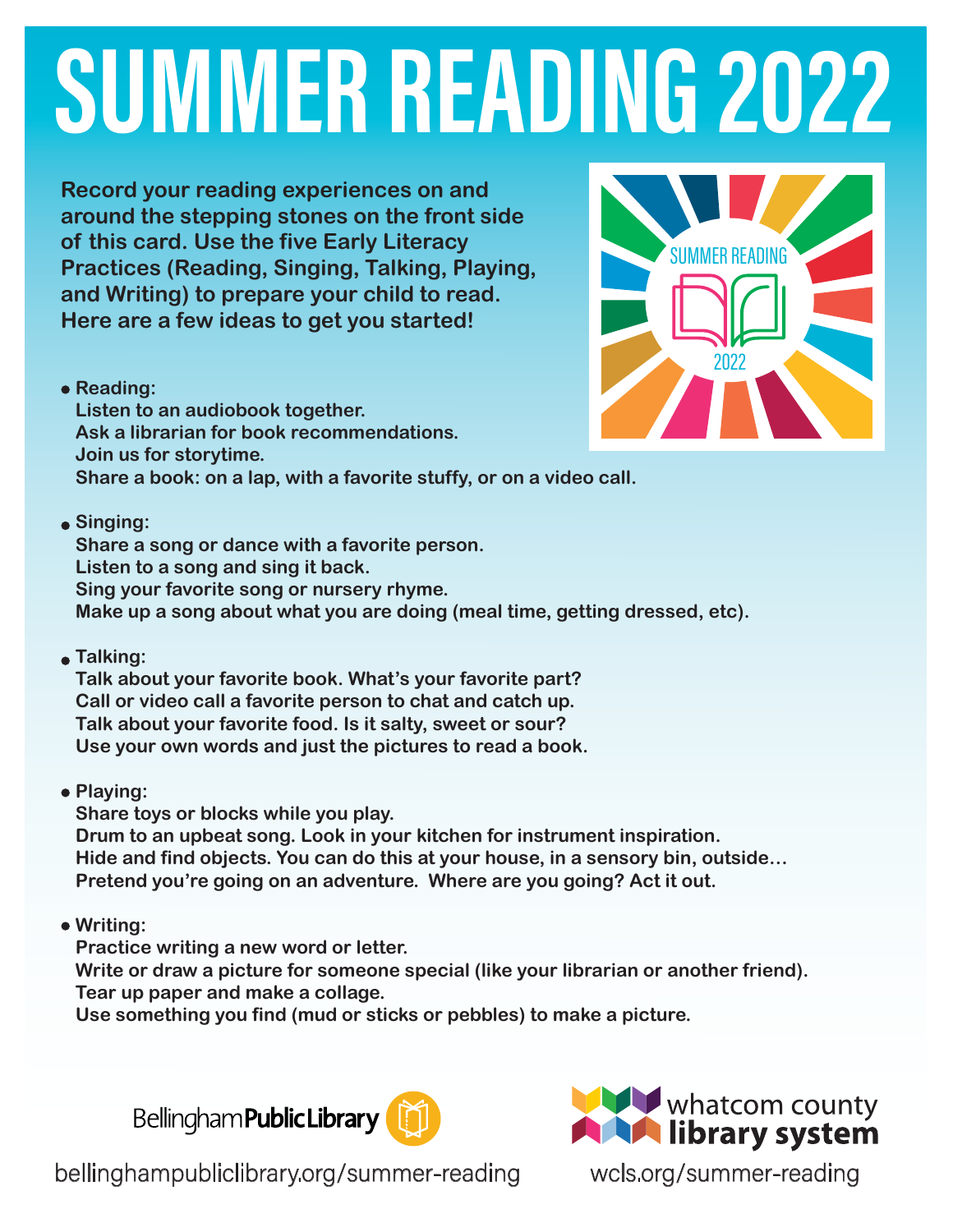# SUMMER READING 2022

**Record your reading experiences on and around the stepping stones on the front side of this card. Use the five Early Literacy Practices (Reading, Singing, Talking, Playing, and Writing) to prepare your child to read. Here are a few ideas to get you started!**

SUMMER READING 2022

- **Reading:**
  Listen to an audiobook together.
  Ask a librarian for book recommendations.
  Join us for storytime.
  Share a book: on a lap, with a favorite stuffy, or on a video call.

- **Singing:**
  Share a song or dance with a favorite person.
  Listen to a song and sing it back.
  Sing your favorite song or nursery rhyme.
  Make up a song about what you are doing (meal time, getting dressed, etc).

- **Talking:**
  Talk about your favorite book. What's your favorite part?
  Call or video call a favorite person to chat and catch up.
  Talk about your favorite food. Is it salty, sweet or sour?
  Use your own words and just the pictures to read a book.

- **Playing:**
  Share toys or blocks while you play.
  Drum to an upbeat song. Look in your kitchen for instrument inspiration.
  Hide and find objects. You can do this at your house, in a sensory bin, outside…
  Pretend you're going on an adventure. Where are you going? Act it out.

- **Writing:**
  Practice writing a new word or letter.
  Write or draw a picture for someone special (like your librarian or another friend).
  Tear up paper and make a collage.
  Use something you find (mud or sticks or pebbles) to make a picture.

Bellingham **Public Library**
bellinghampubliclibrary.org/summer-reading

whatcom county **library system**
wcls.org/summer-reading